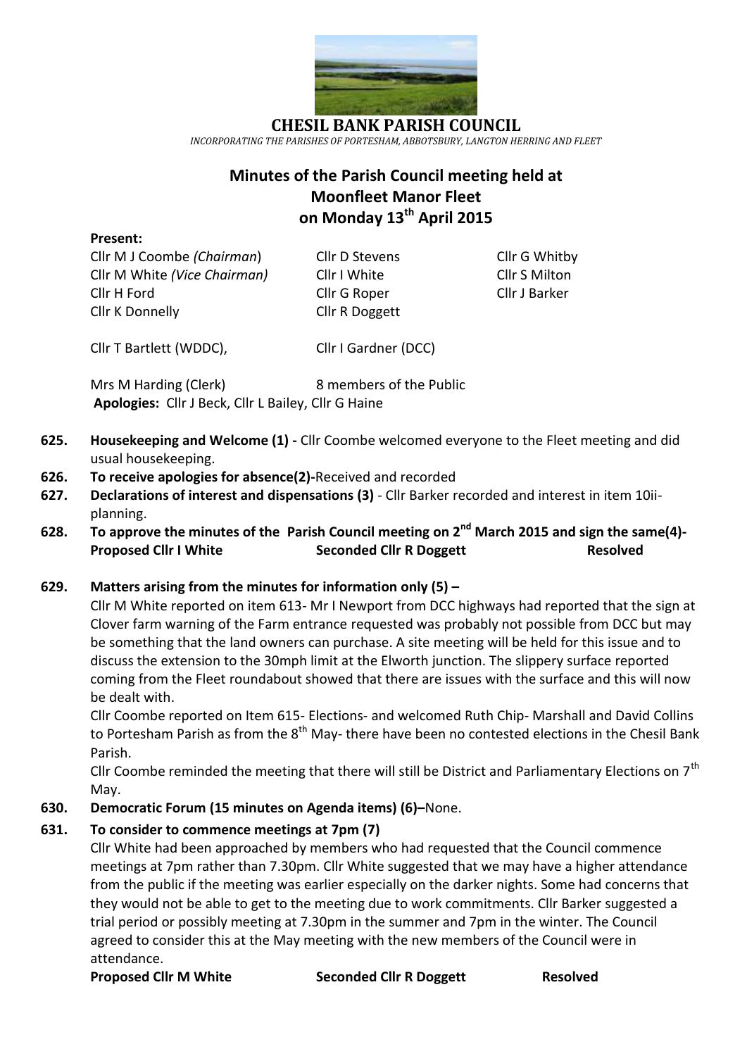# CHESIL BANK PARISH COUNCIL

*INCORPORATING THE PARISHES OF PORTESHAM, ABBOTSBURY, LANGTON HERRING AND FLEET*

## Minutes of the Parish Council meeting held at Moonfleet Manor Fleet on Monday 13th April 2015

**Present:**

| | | |
|---|---|---|
| Cllr M J Coombe *(Chairman)* | Cllr D Stevens | Cllr G Whitby |
| Cllr M White *(Vice Chairman)* | Cllr I White | Cllr S Milton |
| Cllr H Ford | Cllr G Roper | Cllr J Barker |
| Cllr K Donnelly | Cllr R Doggett | |

Cllr T Bartlett (WDDC), Cllr I Gardner (DCC)

Mrs M Harding (Clerk) 8 members of the Public

**Apologies:** Cllr J Beck, Cllr L Bailey, Cllr G Haine

**625. Housekeeping and Welcome (1) -** Cllr Coombe welcomed everyone to the Fleet meeting and did usual housekeeping.

**626. To receive apologies for absence(2)-**Received and recorded

**627. Declarations of interest and dispensations (3)** - Cllr Barker recorded and interest in item 10ii-planning.

**628. To approve the minutes of the Parish Council meeting on 2nd March 2015 and sign the same(4)-**

**Proposed Cllr I White** **Seconded Cllr R Doggett** **Resolved**

**629. Matters arising from the minutes for information only (5) –**

Cllr M White reported on item 613- Mr I Newport from DCC highways had reported that the sign at Clover farm warning of the Farm entrance requested was probably not possible from DCC but may be something that the land owners can purchase. A site meeting will be held for this issue and to discuss the extension to the 30mph limit at the Elworth junction. The slippery surface reported coming from the Fleet roundabout showed that there are issues with the surface and this will now be dealt with.

Cllr Coombe reported on Item 615- Elections- and welcomed Ruth Chip- Marshall and David Collins to Portesham Parish as from the 8th May- there have been no contested elections in the Chesil Bank Parish.

Cllr Coombe reminded the meeting that there will still be District and Parliamentary Elections on 7th May.

**630. Democratic Forum (15 minutes on Agenda items) (6)–**None.

**631. To consider to commence meetings at 7pm (7)**

Cllr White had been approached by members who had requested that the Council commence meetings at 7pm rather than 7.30pm. Cllr White suggested that we may have a higher attendance from the public if the meeting was earlier especially on the darker nights. Some had concerns that they would not be able to get to the meeting due to work commitments. Cllr Barker suggested a trial period or possibly meeting at 7.30pm in the summer and 7pm in the winter. The Council agreed to consider this at the May meeting with the new members of the Council were in attendance.

**Proposed Cllr M White** **Seconded Cllr R Doggett** **Resolved**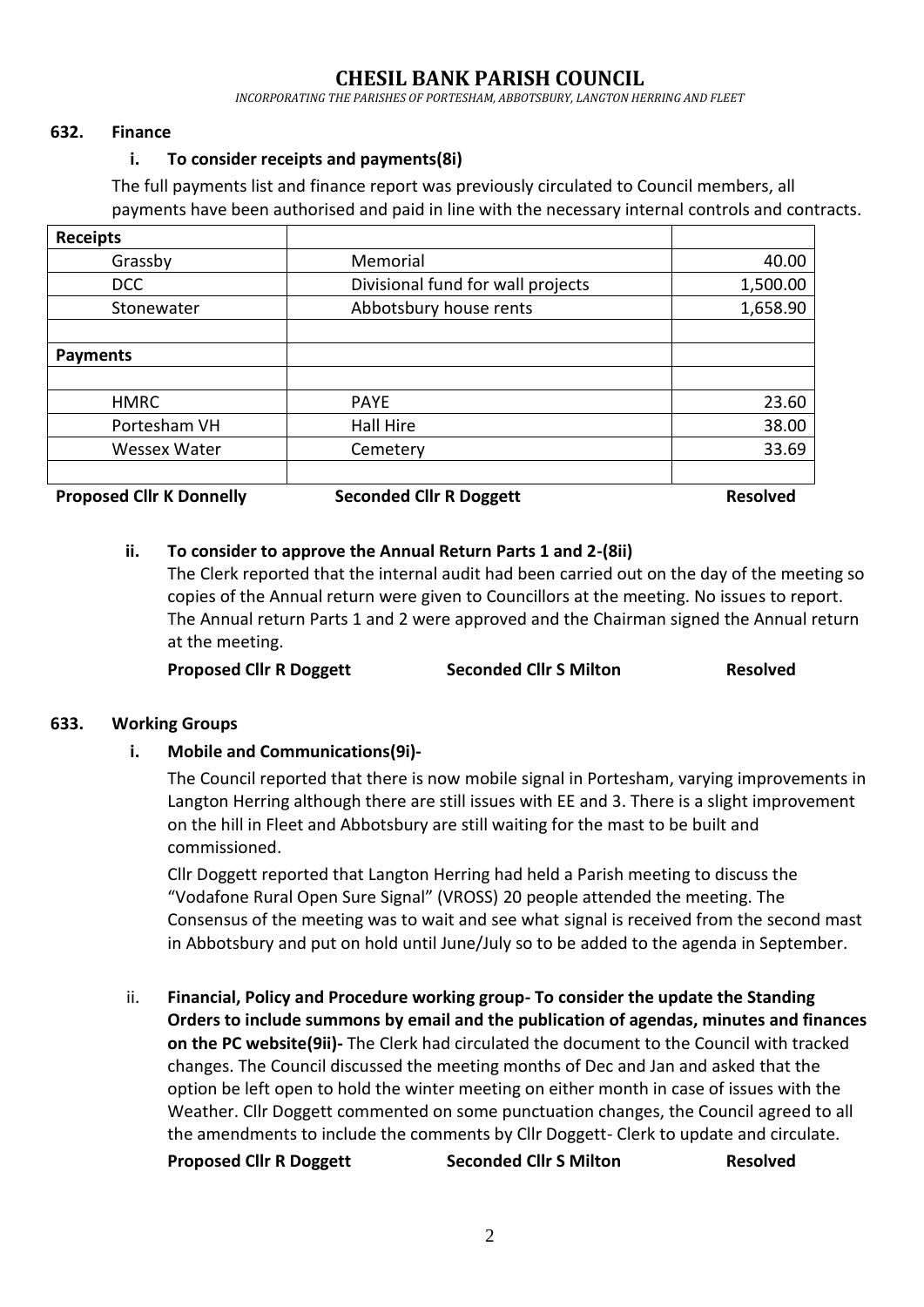# CHESIL BANK PARISH COUNCIL

*INCORPORATING THE PARISHES OF PORTESHAM, ABBOTSBURY, LANGTON HERRING AND FLEET*

**632. Finance**

**i. To consider receipts and payments(8i)**

The full payments list and finance report was previously circulated to Council members, all payments have been authorised and paid in line with the necessary internal controls and contracts.

| **Receipts** | | |
|---|---|---|
| Grassby | Memorial | 40.00 |
| DCC | Divisional fund for wall projects | 1,500.00 |
| Stonewater | Abbotsbury house rents | 1,658.90 |
| | | |
| **Payments** | | |
| | | |
| HMRC | PAYE | 23.60 |
| Portesham VH | Hall Hire | 38.00 |
| Wessex Water | Cemetery | 33.69 |
| | | |

**Proposed Cllr K Donnelly Seconded Cllr R Doggett Resolved**

**ii. To consider to approve the Annual Return Parts 1 and 2-(8ii)**

The Clerk reported that the internal audit had been carried out on the day of the meeting so copies of the Annual return were given to Councillors at the meeting. No issues to report. The Annual return Parts 1 and 2 were approved and the Chairman signed the Annual return at the meeting.

**Proposed Cllr R Doggett Seconded Cllr S Milton Resolved**

**633. Working Groups**

**i. Mobile and Communications(9i)-**

The Council reported that there is now mobile signal in Portesham, varying improvements in Langton Herring although there are still issues with EE and 3. There is a slight improvement on the hill in Fleet and Abbotsbury are still waiting for the mast to be built and commissioned.

Cllr Doggett reported that Langton Herring had held a Parish meeting to discuss the "Vodafone Rural Open Sure Signal" (VROSS) 20 people attended the meeting. The Consensus of the meeting was to wait and see what signal is received from the second mast in Abbotsbury and put on hold until June/July so to be added to the agenda in September.

ii. **Financial, Policy and Procedure working group- To consider the update the Standing Orders to include summons by email and the publication of agendas, minutes and finances on the PC website(9ii)-** The Clerk had circulated the document to the Council with tracked changes. The Council discussed the meeting months of Dec and Jan and asked that the option be left open to hold the winter meeting on either month in case of issues with the Weather. Cllr Doggett commented on some punctuation changes, the Council agreed to all the amendments to include the comments by Cllr Doggett- Clerk to update and circulate.

**Proposed Cllr R Doggett Seconded Cllr S Milton Resolved**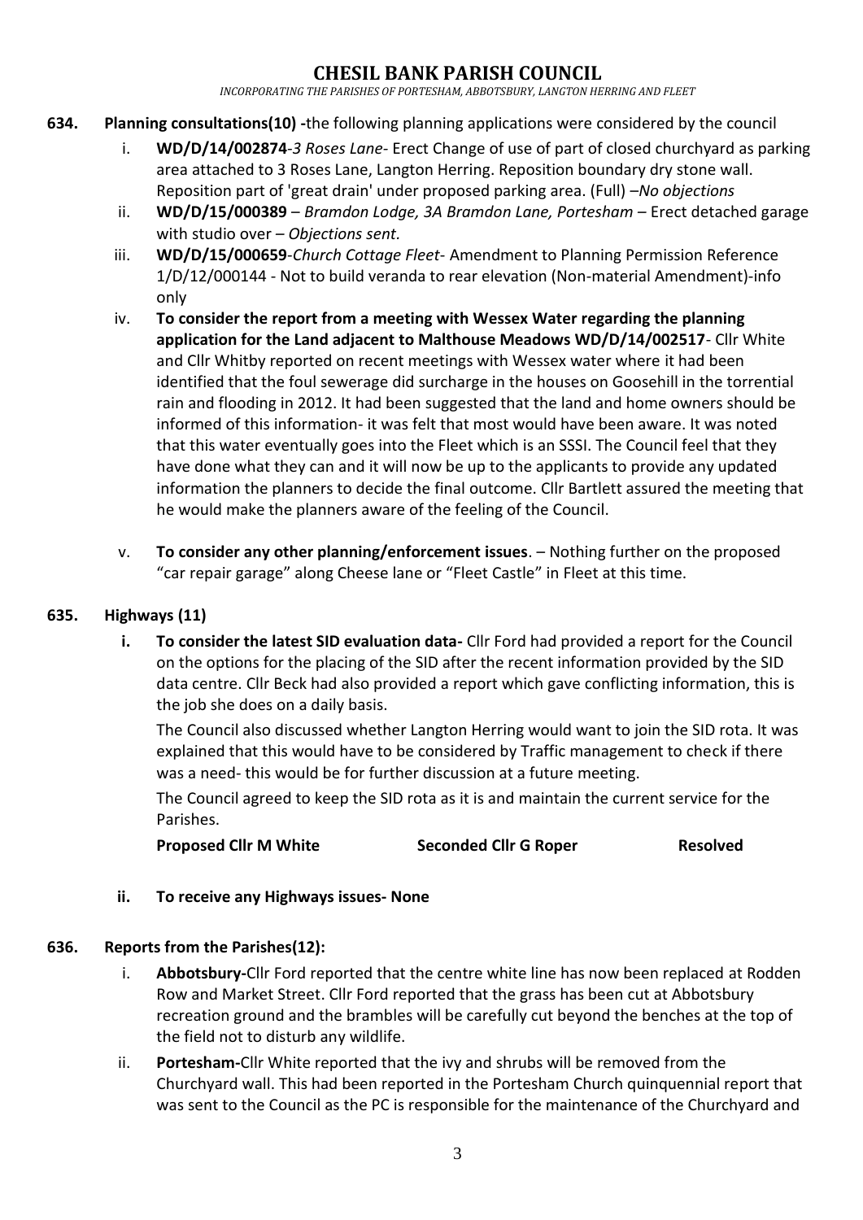# CHESIL BANK PARISH COUNCIL

*INCORPORATING THE PARISHES OF PORTESHAM, ABBOTSBURY, LANGTON HERRING AND FLEET*

**634. Planning consultations(10) -**the following planning applications were considered by the council

i. **WD/D/14/002874**-*3 Roses Lane*- Erect Change of use of part of closed churchyard as parking area attached to 3 Roses Lane, Langton Herring. Reposition boundary dry stone wall. Reposition part of 'great drain' under proposed parking area. (Full) –*No objections*

ii. **WD/D/15/000389** – *Bramdon Lodge, 3A Bramdon Lane, Portesham* – Erect detached garage with studio over – *Objections sent.*

iii. **WD/D/15/000659**-*Church Cottage Fleet*- Amendment to Planning Permission Reference 1/D/12/000144 - Not to build veranda to rear elevation (Non-material Amendment)-info only

iv. **To consider the report from a meeting with Wessex Water regarding the planning application for the Land adjacent to Malthouse Meadows WD/D/14/002517**- Cllr White and Cllr Whitby reported on recent meetings with Wessex water where it had been identified that the foul sewerage did surcharge in the houses on Goosehill in the torrential rain and flooding in 2012. It had been suggested that the land and home owners should be informed of this information- it was felt that most would have been aware. It was noted that this water eventually goes into the Fleet which is an SSSI. The Council feel that they have done what they can and it will now be up to the applicants to provide any updated information the planners to decide the final outcome. Cllr Bartlett assured the meeting that he would make the planners aware of the feeling of the Council.

v. **To consider any other planning/enforcement issues**. – Nothing further on the proposed "car repair garage" along Cheese lane or "Fleet Castle" in Fleet at this time.

**635. Highways (11)**

**i. To consider the latest SID evaluation data-** Cllr Ford had provided a report for the Council on the options for the placing of the SID after the recent information provided by the SID data centre. Cllr Beck had also provided a report which gave conflicting information, this is the job she does on a daily basis.

The Council also discussed whether Langton Herring would want to join the SID rota. It was explained that this would have to be considered by Traffic management to check if there was a need- this would be for further discussion at a future meeting.

The Council agreed to keep the SID rota as it is and maintain the current service for the Parishes.

**Proposed Cllr M White** **Seconded Cllr G Roper** **Resolved**

**ii. To receive any Highways issues- None**

**636. Reports from the Parishes(12):**

i. **Abbotsbury-**Cllr Ford reported that the centre white line has now been replaced at Rodden Row and Market Street. Cllr Ford reported that the grass has been cut at Abbotsbury recreation ground and the brambles will be carefully cut beyond the benches at the top of the field not to disturb any wildlife.

ii. **Portesham-**Cllr White reported that the ivy and shrubs will be removed from the Churchyard wall. This had been reported in the Portesham Church quinquennial report that was sent to the Council as the PC is responsible for the maintenance of the Churchyard and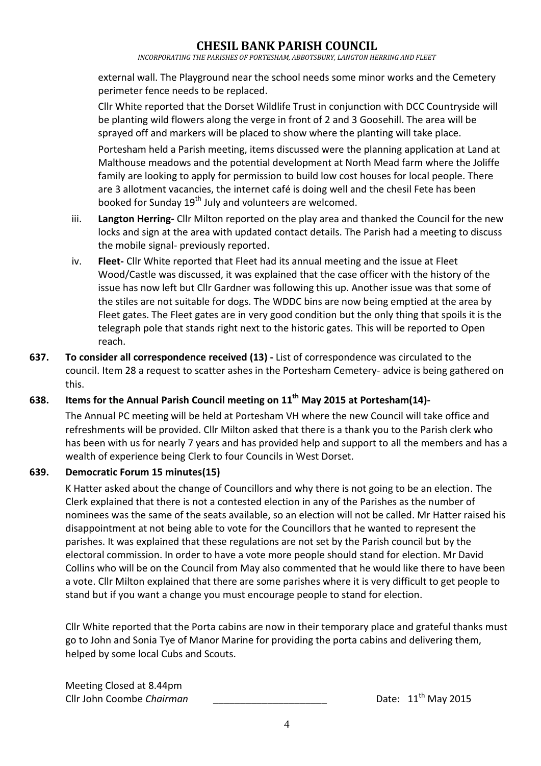external wall. The Playground near the school needs some minor works and the Cemetery perimeter fence needs to be replaced.

Cllr White reported that the Dorset Wildlife Trust in conjunction with DCC Countryside will be planting wild flowers along the verge in front of 2 and 3 Goosehill. The area will be sprayed off and markers will be placed to show where the planting will take place.

Portesham held a Parish meeting, items discussed were the planning application at Land at Malthouse meadows and the potential development at North Mead farm where the Joliffe family are looking to apply for permission to build low cost houses for local people. There are 3 allotment vacancies, the internet café is doing well and the chesil Fete has been booked for Sunday 19th July and volunteers are welcomed.

iii. **Langton Herring-** Cllr Milton reported on the play area and thanked the Council for the new locks and sign at the area with updated contact details. The Parish had a meeting to discuss the mobile signal- previously reported.

iv. **Fleet-** Cllr White reported that Fleet had its annual meeting and the issue at Fleet Wood/Castle was discussed, it was explained that the case officer with the history of the issue has now left but Cllr Gardner was following this up. Another issue was that some of the stiles are not suitable for dogs. The WDDC bins are now being emptied at the area by Fleet gates. The Fleet gates are in very good condition but the only thing that spoils it is the telegraph pole that stands right next to the historic gates. This will be reported to Open reach.

**637. To consider all correspondence received (13) -** List of correspondence was circulated to the council. Item 28 a request to scatter ashes in the Portesham Cemetery- advice is being gathered on this.

**638. Items for the Annual Parish Council meeting on 11th May 2015 at Portesham(14)-**

The Annual PC meeting will be held at Portesham VH where the new Council will take office and refreshments will be provided. Cllr Milton asked that there is a thank you to the Parish clerk who has been with us for nearly 7 years and has provided help and support to all the members and has a wealth of experience being Clerk to four Councils in West Dorset.

**639. Democratic Forum 15 minutes(15)**

K Hatter asked about the change of Councillors and why there is not going to be an election. The Clerk explained that there is not a contested election in any of the Parishes as the number of nominees was the same of the seats available, so an election will not be called. Mr Hatter raised his disappointment at not being able to vote for the Councillors that he wanted to represent the parishes. It was explained that these regulations are not set by the Parish council but by the electoral commission. In order to have a vote more people should stand for election. Mr David Collins who will be on the Council from May also commented that he would like there to have been a vote. Cllr Milton explained that there are some parishes where it is very difficult to get people to stand but if you want a change you must encourage people to stand for election.

Cllr White reported that the Porta cabins are now in their temporary place and grateful thanks must go to John and Sonia Tye of Manor Marine for providing the porta cabins and delivering them, helped by some local Cubs and Scouts.

Meeting Closed at 8.44pm

Cllr John Coombe *Chairman* \_\_\_\_\_\_\_\_\_\_\_\_\_\_\_\_\_\_\_\_\_\_ Date: 11th May 2015